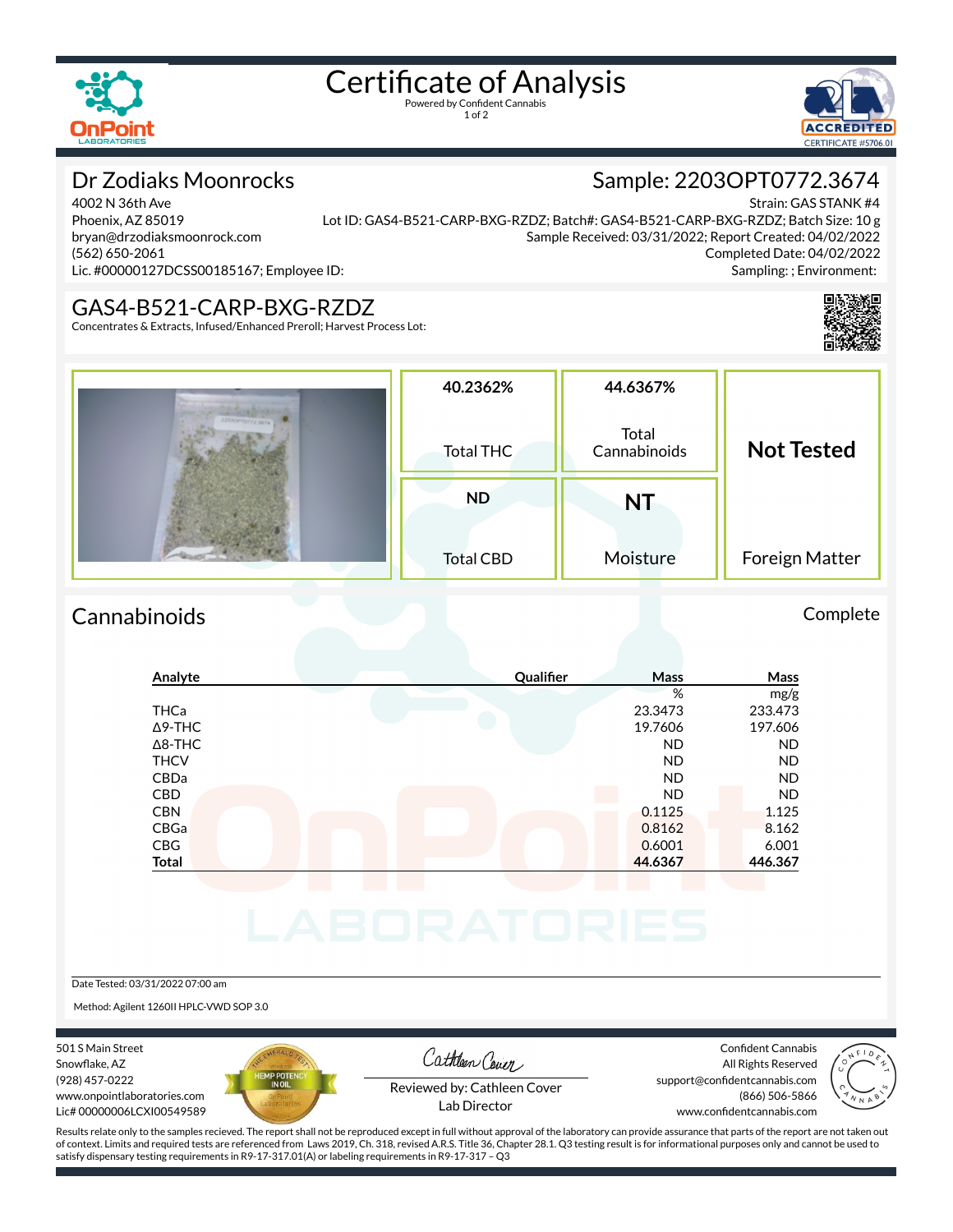# Certificate of Analysis

Powered by Confident Cannabis

## Dr Zodiaks Moonrocks

4002 N 36th Ave
Phoenix, AZ 85019
bryan@drzodiaksmoonrock.com
(562) 650-2061
Lic. #00000127DCSS00185167; Employee ID:

## Sample: 2203OPT0772.3674

Strain: GAS STANK #4
Lot ID: GAS4-B521-CARP-BXG-RZDZ; Batch#: GAS4-B521-CARP-BXG-RZDZ; Batch Size: 10 g
Sample Received: 03/31/2022; Report Created: 04/02/2022
Completed Date: 04/02/2022
Sampling: ; Environment:

## GAS4-B521-CARP-BXG-RZDZ

Concentrates & Extracts, Infused/Enhanced Preroll; Harvest Process Lot:

| Total THC | Total Cannabinoids | Foreign Matter |
|---|---|---|
| 40.2362% | 44.6367% | Not Tested |

| Total CBD | Moisture |
|---|---|
| ND | NT |

## Cannabinoids

Complete

| Analyte | Qualifier | Mass % | Mass mg/g |
|---|---|---|---|
| THCa | | 23.3473 | 233.473 |
| Δ9-THC | | 19.7606 | 197.606 |
| Δ8-THC | | ND | ND |
| THCV | | ND | ND |
| CBDa | | ND | ND |
| CBD | | ND | ND |
| CBN | | 0.1125 | 1.125 |
| CBGa | | 0.8162 | 8.162 |
| CBG | | 0.6001 | 6.001 |
| **Total** | | **44.6367** | **446.367** |

Date Tested: 03/31/2022 07:00 am

Method: Agilent 1260II HPLC-VWD SOP 3.0

501 S Main Street
Snowflake, AZ
(928) 457-0222
www.onpointlaboratories.com
Lic# 00000006LCXI00549589

Reviewed by: Cathleen Cover
Lab Director

Confident Cannabis
All Rights Reserved
support@confidentcannabis.com
(866) 506-5866
www.confidentcannabis.com

Results relate only to the samples recieved. The report shall not be reproduced except in full without approval of the laboratory can provide assurance that parts of the report are not taken out of context. Limits and required tests are referenced from Laws 2019, Ch. 318, revised A.R.S. Title 36, Chapter 28.1. Q3 testing result is for informational purposes only and cannot be used to satisfy dispensary testing requirements in R9-17-317.01(A) or labeling requirements in R9-17-317 – Q3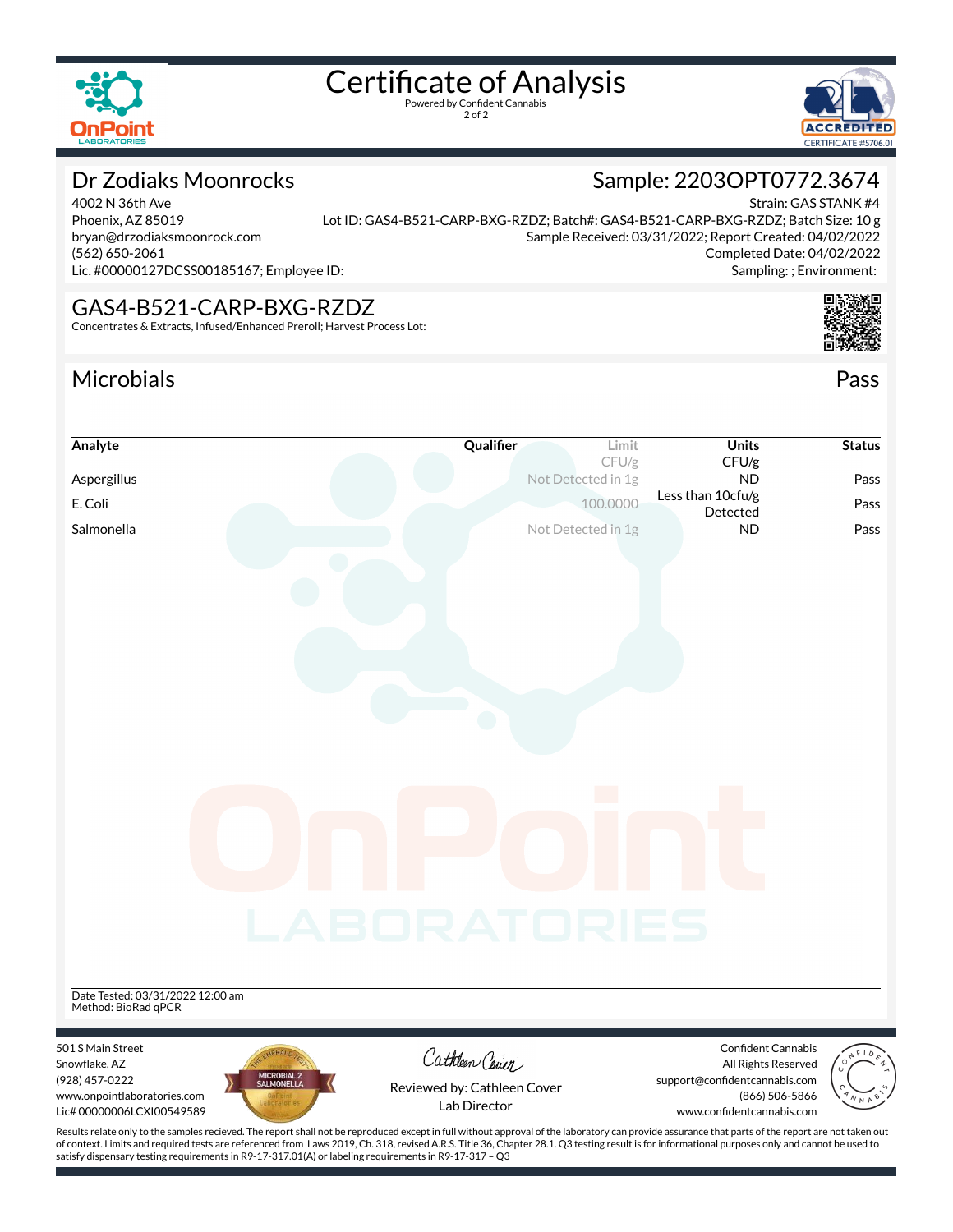# Certificate of Analysis

Powered by Confident Cannabis

## Dr Zodiaks Moonrocks

4002 N 36th Ave
Phoenix, AZ 85019
bryan@drzodiaksmoonrock.com
(562) 650-2061
Lic. #00000127DCSS00185167; Employee ID:

## Sample: 2203OPT0772.3674

Strain: GAS STANK #4
Lot ID: GAS4-B521-CARP-BXG-RZDZ; Batch#: GAS4-B521-CARP-BXG-RZDZ; Batch Size: 10 g
Sample Received: 03/31/2022; Report Created: 04/02/2022
Completed Date: 04/02/2022
Sampling: ; Environment:

## GAS4-B521-CARP-BXG-RZDZ

Concentrates & Extracts, Infused/Enhanced Preroll; Harvest Process Lot:

## Microbials

Pass

| Analyte | Qualifier | Limit | Units | Status |
|---|---|---|---|---|
| | | CFU/g | CFU/g | |
| Aspergillus | | Not Detected in 1g | ND | Pass |
| E. Coli | | 100.0000 | Less than 10cfu/g Detected | Pass |
| Salmonella | | Not Detected in 1g | ND | Pass |

Date Tested: 03/31/2022 12:00 am
Method: BioRad qPCR

501 S Main Street
Snowflake, AZ
(928) 457-0222
www.onpointlaboratories.com
Lic# 00000006LCXI00549589

Reviewed by: Cathleen Cover
Lab Director

Confident Cannabis
All Rights Reserved
support@confidentcannabis.com
(866) 506-5866
www.confidentcannabis.com

Results relate only to the samples recieved. The report shall not be reproduced except in full without approval of the laboratory can provide assurance that parts of the report are not taken out of context. Limits and required tests are referenced from Laws 2019, Ch. 318, revised A.R.S. Title 36, Chapter 28.1. Q3 testing result is for informational purposes only and cannot be used to satisfy dispensary testing requirements in R9-17-317.01(A) or labeling requirements in R9-17-317 – Q3